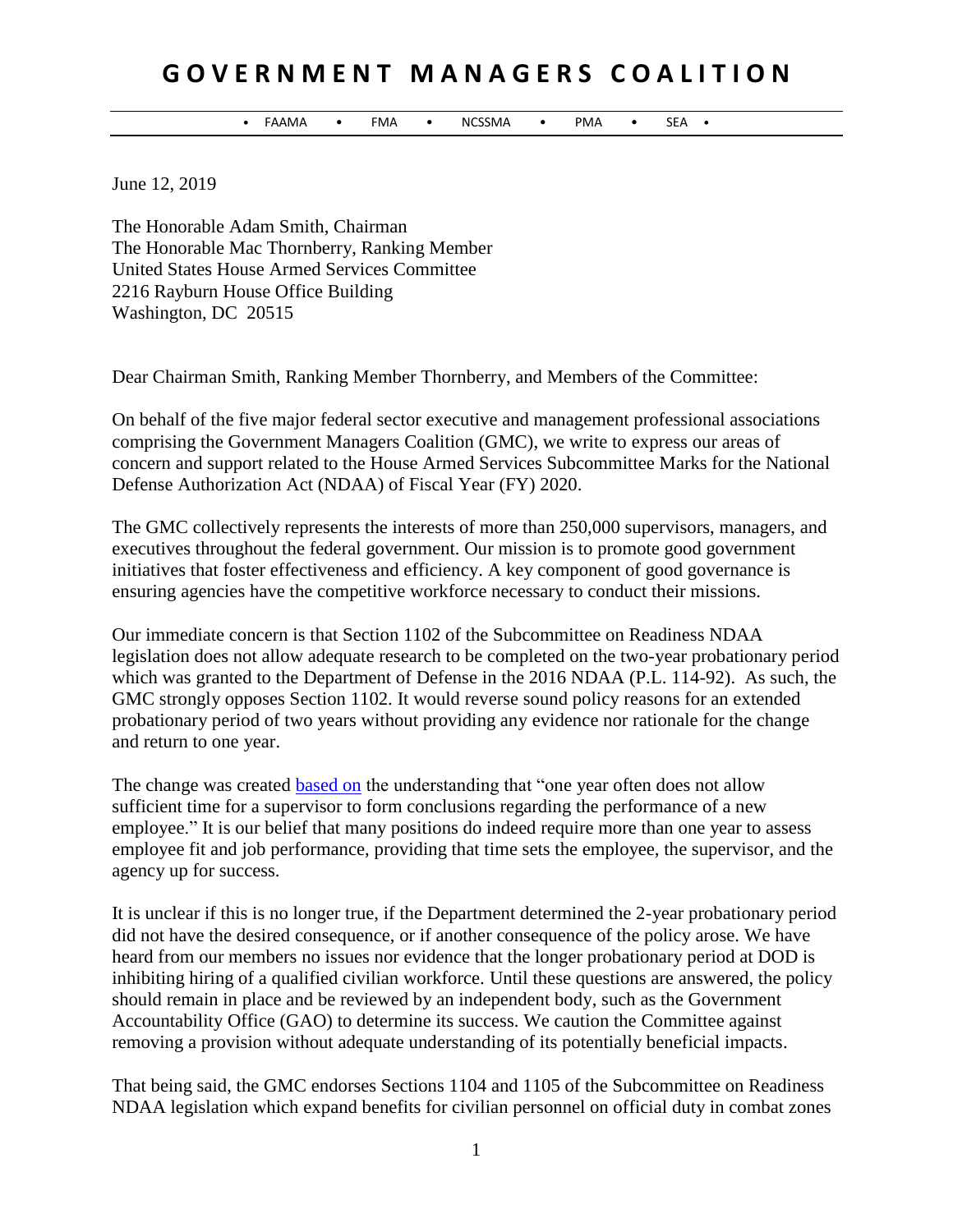# GOVERNMENT MANAGERS COALITION

• FAAMA • FMA • NCSSMA • PMA • SEA •

June 12, 2019

The Honorable Adam Smith, Chairman
The Honorable Mac Thornberry, Ranking Member
United States House Armed Services Committee
2216 Rayburn House Office Building
Washington, DC 20515

Dear Chairman Smith, Ranking Member Thornberry, and Members of the Committee:

On behalf of the five major federal sector executive and management professional associations comprising the Government Managers Coalition (GMC), we write to express our areas of concern and support related to the House Armed Services Subcommittee Marks for the National Defense Authorization Act (NDAA) of Fiscal Year (FY) 2020.

The GMC collectively represents the interests of more than 250,000 supervisors, managers, and executives throughout the federal government. Our mission is to promote good government initiatives that foster effectiveness and efficiency. A key component of good governance is ensuring agencies have the competitive workforce necessary to conduct their missions.

Our immediate concern is that Section 1102 of the Subcommittee on Readiness NDAA legislation does not allow adequate research to be completed on the two-year probationary period which was granted to the Department of Defense in the 2016 NDAA (P.L. 114-92). As such, the GMC strongly opposes Section 1102. It would reverse sound policy reasons for an extended probationary period of two years without providing any evidence nor rationale for the change and return to one year.

The change was created based on the understanding that "one year often does not allow sufficient time for a supervisor to form conclusions regarding the performance of a new employee." It is our belief that many positions do indeed require more than one year to assess employee fit and job performance, providing that time sets the employee, the supervisor, and the agency up for success.

It is unclear if this is no longer true, if the Department determined the 2-year probationary period did not have the desired consequence, or if another consequence of the policy arose. We have heard from our members no issues nor evidence that the longer probationary period at DOD is inhibiting hiring of a qualified civilian workforce. Until these questions are answered, the policy should remain in place and be reviewed by an independent body, such as the Government Accountability Office (GAO) to determine its success. We caution the Committee against removing a provision without adequate understanding of its potentially beneficial impacts.

That being said, the GMC endorses Sections 1104 and 1105 of the Subcommittee on Readiness NDAA legislation which expand benefits for civilian personnel on official duty in combat zones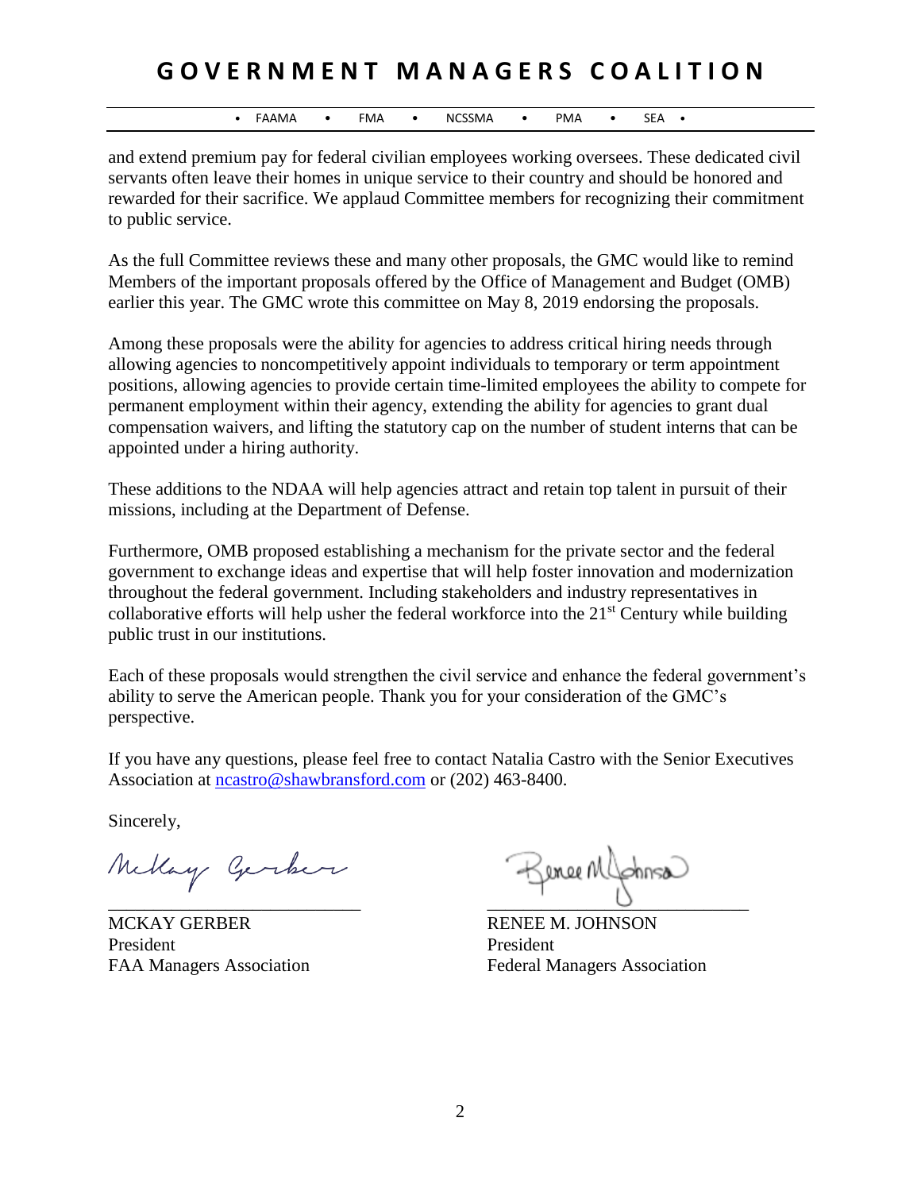and extend premium pay for federal civilian employees working oversees. These dedicated civil servants often leave their homes in unique service to their country and should be honored and rewarded for their sacrifice. We applaud Committee members for recognizing their commitment to public service.

As the full Committee reviews these and many other proposals, the GMC would like to remind Members of the important proposals offered by the Office of Management and Budget (OMB) earlier this year. The GMC wrote this committee on May 8, 2019 endorsing the proposals.

Among these proposals were the ability for agencies to address critical hiring needs through allowing agencies to noncompetitively appoint individuals to temporary or term appointment positions, allowing agencies to provide certain time-limited employees the ability to compete for permanent employment within their agency, extending the ability for agencies to grant dual compensation waivers, and lifting the statutory cap on the number of student interns that can be appointed under a hiring authority.

These additions to the NDAA will help agencies attract and retain top talent in pursuit of their missions, including at the Department of Defense.

Furthermore, OMB proposed establishing a mechanism for the private sector and the federal government to exchange ideas and expertise that will help foster innovation and modernization throughout the federal government. Including stakeholders and industry representatives in collaborative efforts will help usher the federal workforce into the 21st Century while building public trust in our institutions.

Each of these proposals would strengthen the civil service and enhance the federal government's ability to serve the American people. Thank you for your consideration of the GMC's perspective.

If you have any questions, please feel free to contact Natalia Castro with the Senior Executives Association at ncastro@shawbransford.com or (202) 463-8400.

Sincerely,

MCKAY GERBER
President
FAA Managers Association

RENEE M. JOHNSON
President
Federal Managers Association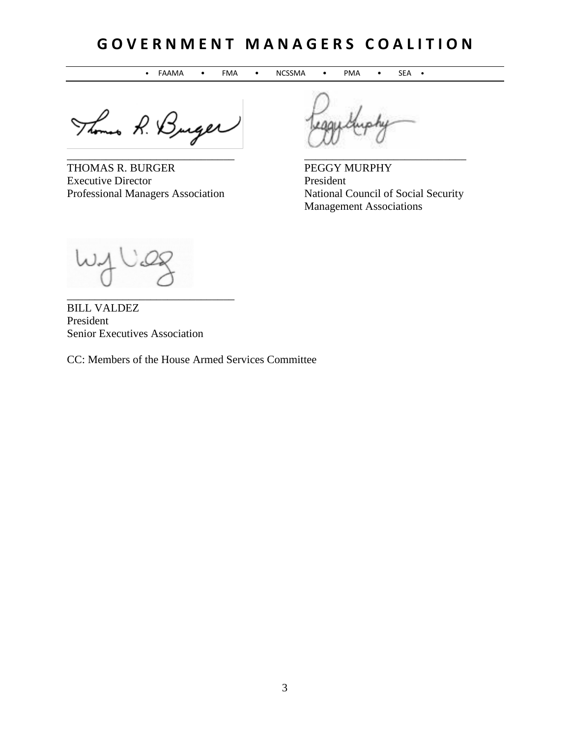# GOVERNMENT MANAGERS COALITION

• FAAMA • FMA • NCSSMA • PMA • SEA •

THOMAS R. BURGER
Executive Director
Professional Managers Association

PEGGY MURPHY
President
National Council of Social Security Management Associations

BILL VALDEZ
President
Senior Executives Association

CC: Members of the House Armed Services Committee